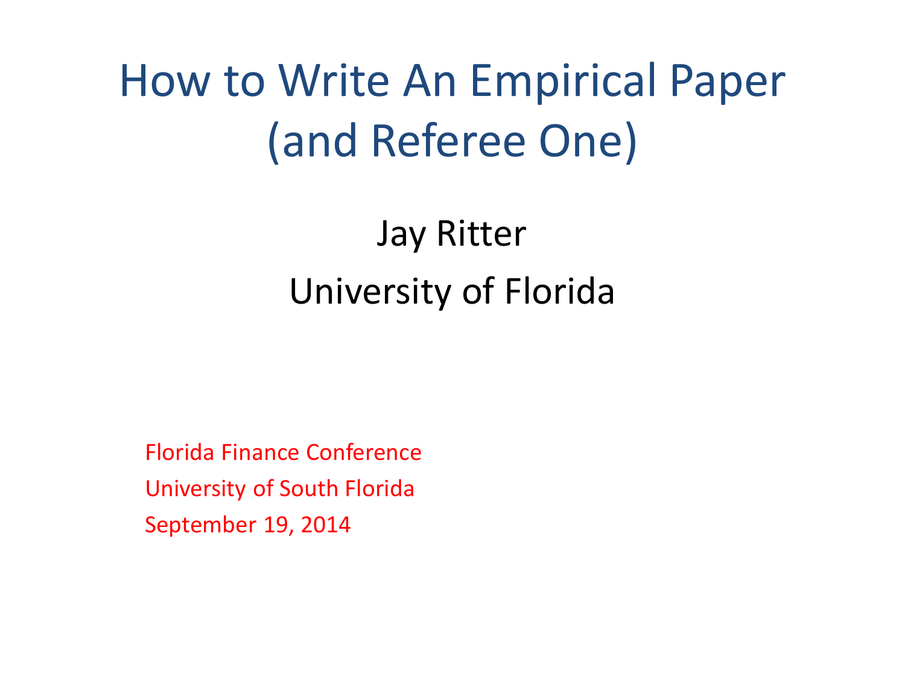# How to Write An Empirical Paper (and Referee One)

Jay Ritter

University of Florida

Florida Finance Conference

University of South Florida

September 19, 2014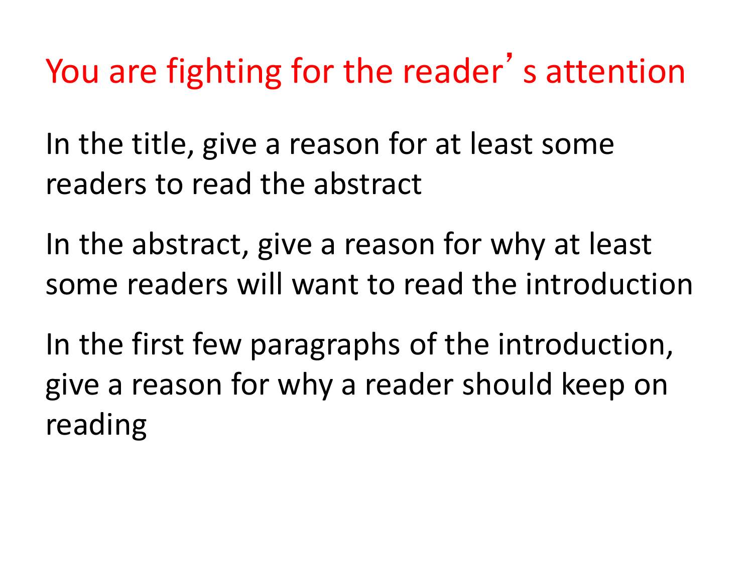# You are fighting for the reader's attention

In the title, give a reason for at least some readers to read the abstract

In the abstract, give a reason for why at least some readers will want to read the introduction

In the first few paragraphs of the introduction, give a reason for why a reader should keep on reading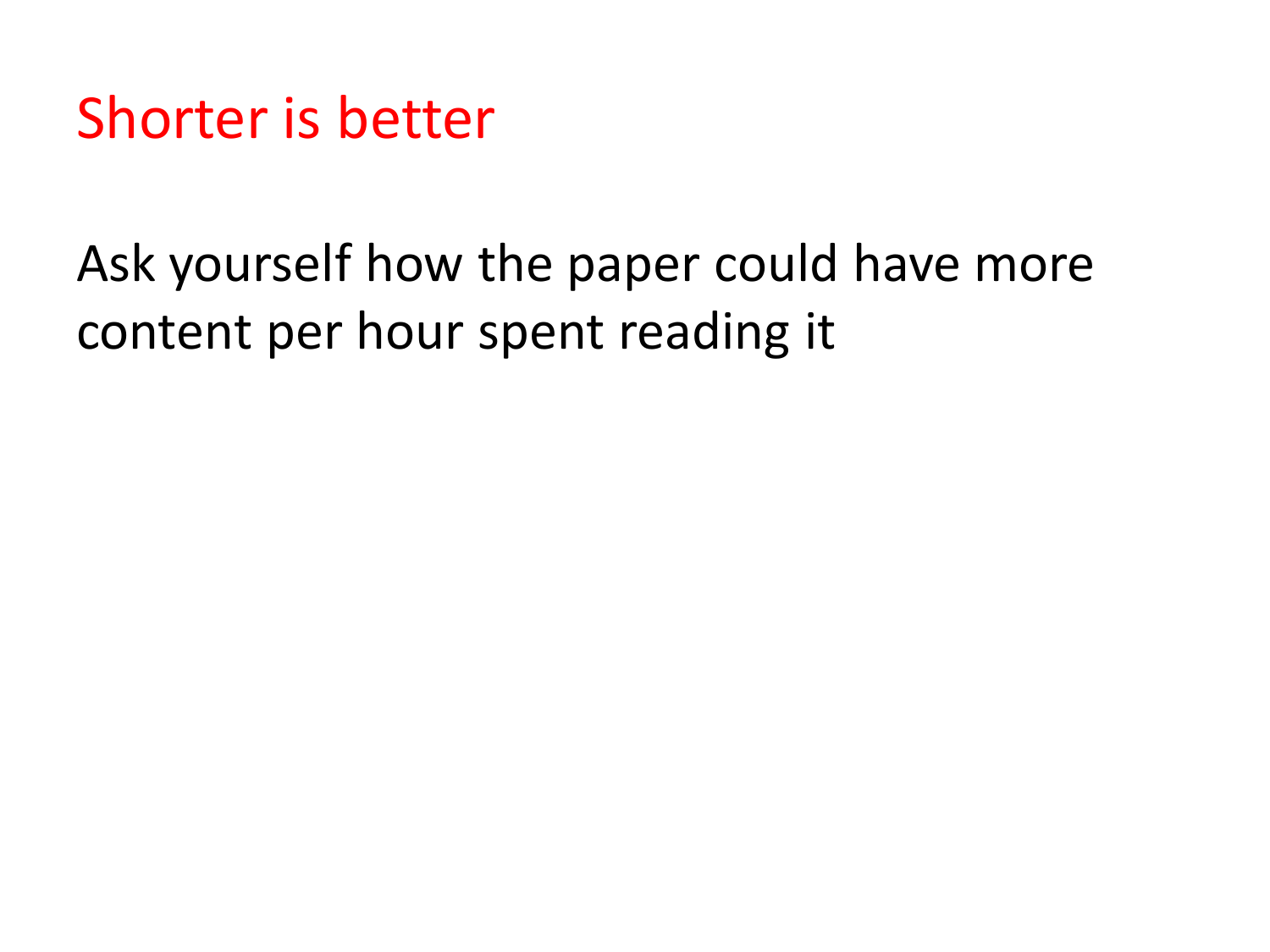# Shorter is better

Ask yourself how the paper could have more content per hour spent reading it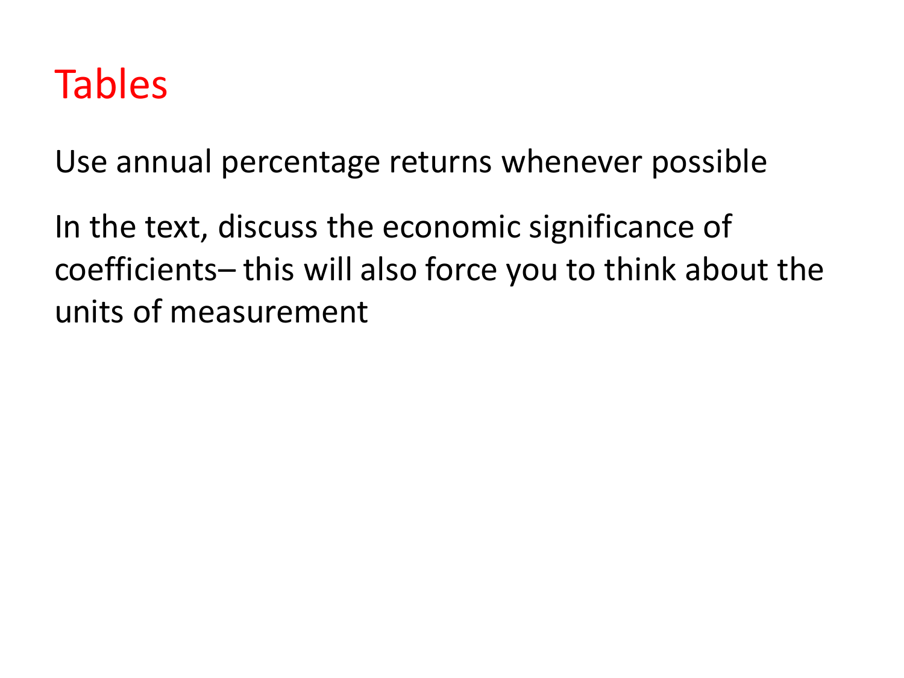# Tables

Use annual percentage returns whenever possible

In the text, discuss the economic significance of coefficients– this will also force you to think about the units of measurement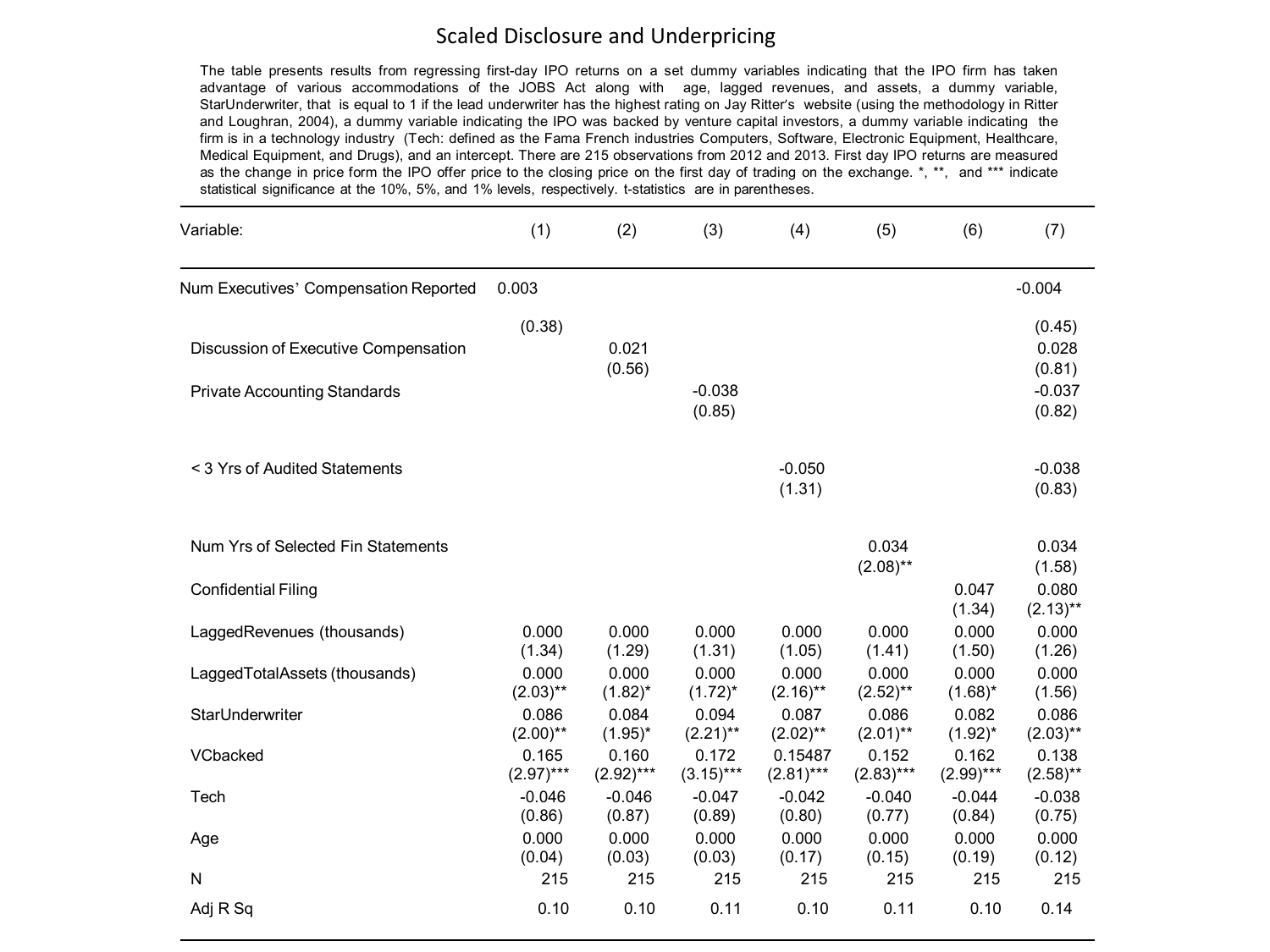# Scaled Disclosure and Underpricing

The table presents results from regressing first-day IPO returns on a set dummy variables indicating that the IPO firm has taken advantage of various accommodations of the JOBS Act along with age, lagged revenues, and assets, a dummy variable, StarUnderwriter, that is equal to 1 if the lead underwriter has the highest rating on Jay Ritter's website (using the methodology in Ritter and Loughran, 2004), a dummy variable indicating the IPO was backed by venture capital investors, a dummy variable indicating the firm is in a technology industry (Tech: defined as the Fama French industries Computers, Software, Electronic Equipment, Healthcare, Medical Equipment, and Drugs), and an intercept. There are 215 observations from 2012 and 2013. First day IPO returns are measured as the change in price form the IPO offer price to the closing price on the first day of trading on the exchange. *, **, and *** indicate statistical significance at the 10%, 5%, and 1% levels, respectively. t-statistics are in parentheses.

| Variable: | (1) | (2) | (3) | (4) | (5) | (6) | (7) |
|---|---|---|---|---|---|---|---|
| Num Executives' Compensation Reported | 0.003 | | | | | | -0.004 |
| | (0.38) | | | | | | (0.45) |
| Discussion of Executive Compensation | | 0.021 | | | | | 0.028 |
| | | (0.56) | | | | | (0.81) |
| Private Accounting Standards | | | -0.038 | | | | -0.037 |
| | | | (0.85) | | | | (0.82) |
| < 3 Yrs of Audited Statements | | | | -0.050 | | | -0.038 |
| | | | | (1.31) | | | (0.83) |
| Num Yrs of Selected Fin Statements | | | | | 0.034 | | 0.034 |
| | | | | | (2.08)** | | (1.58) |
| Confidential Filing | | | | | | 0.047 | 0.080 |
| | | | | | | (1.34) | (2.13)** |
| LaggedRevenues (thousands) | 0.000 | 0.000 | 0.000 | 0.000 | 0.000 | 0.000 | 0.000 |
| | (1.34) | (1.29) | (1.31) | (1.05) | (1.41) | (1.50) | (1.26) |
| LaggedTotalAssets (thousands) | 0.000 | 0.000 | 0.000 | 0.000 | 0.000 | 0.000 | 0.000 |
| | (2.03)** | (1.82)* | (1.72)* | (2.16)** | (2.52)** | (1.68)* | (1.56) |
| StarUnderwriter | 0.086 | 0.084 | 0.094 | 0.087 | 0.086 | 0.082 | 0.086 |
| | (2.00)** | (1.95)* | (2.21)** | (2.02)** | (2.01)** | (1.92)* | (2.03)** |
| VCbacked | 0.165 | 0.160 | 0.172 | 0.15487 | 0.152 | 0.162 | 0.138 |
| | (2.97)*** | (2.92)*** | (3.15)*** | (2.81)*** | (2.83)*** | (2.99)*** | (2.58)** |
| Tech | -0.046 | -0.046 | -0.047 | -0.042 | -0.040 | -0.044 | -0.038 |
| | (0.86) | (0.87) | (0.89) | (0.80) | (0.77) | (0.84) | (0.75) |
| Age | 0.000 | 0.000 | 0.000 | 0.000 | 0.000 | 0.000 | 0.000 |
| | (0.04) | (0.03) | (0.03) | (0.17) | (0.15) | (0.19) | (0.12) |
| N | 215 | 215 | 215 | 215 | 215 | 215 | 215 |
| Adj R Sq | 0.10 | 0.10 | 0.11 | 0.10 | 0.11 | 0.10 | 0.14 |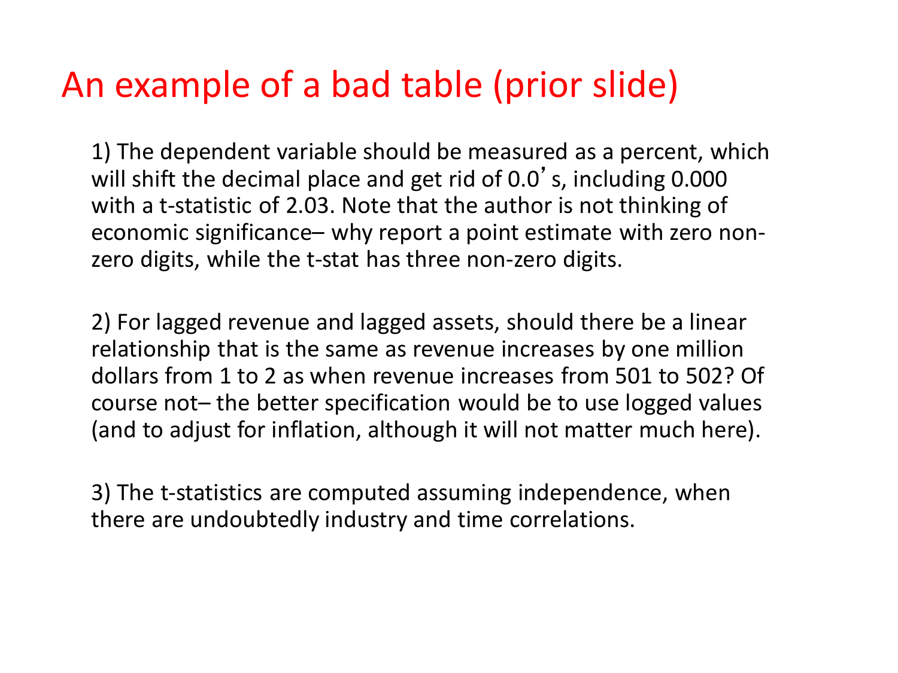# An example of a bad table (prior slide)

1) The dependent variable should be measured as a percent, which will shift the decimal place and get rid of 0.0's, including 0.000 with a t-statistic of 2.03. Note that the author is not thinking of economic significance– why report a point estimate with zero non-zero digits, while the t-stat has three non-zero digits.

2) For lagged revenue and lagged assets, should there be a linear relationship that is the same as revenue increases by one million dollars from 1 to 2 as when revenue increases from 501 to 502? Of course not– the better specification would be to use logged values (and to adjust for inflation, although it will not matter much here).

3) The t-statistics are computed assuming independence, when there are undoubtedly industry and time correlations.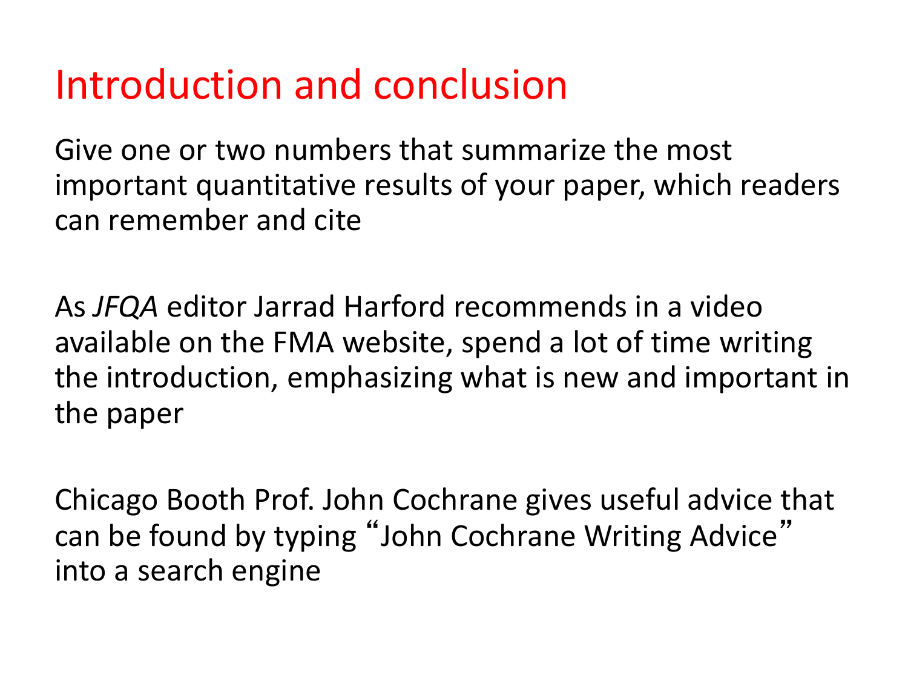# Introduction and conclusion

Give one or two numbers that summarize the most important quantitative results of your paper, which readers can remember and cite

As *JFQA* editor Jarrad Harford recommends in a video available on the FMA website, spend a lot of time writing the introduction, emphasizing what is new and important in the paper

Chicago Booth Prof. John Cochrane gives useful advice that can be found by typing "John Cochrane Writing Advice" into a search engine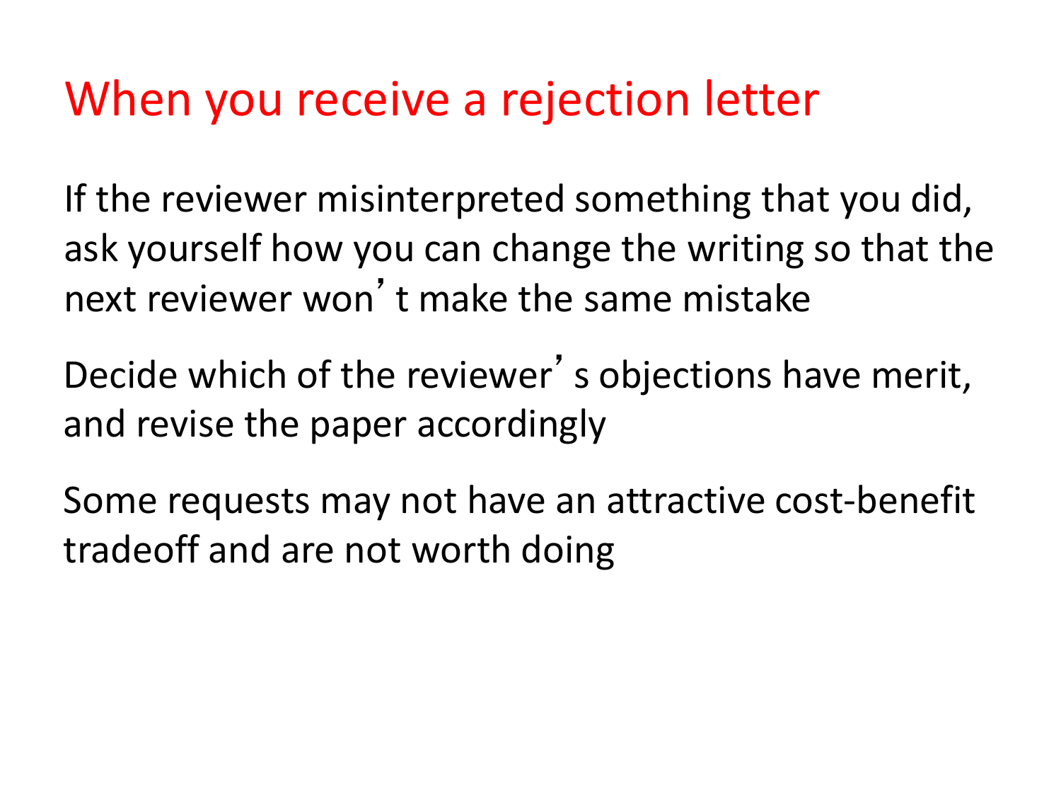# When you receive a rejection letter

If the reviewer misinterpreted something that you did, ask yourself how you can change the writing so that the next reviewer won't make the same mistake

Decide which of the reviewer's objections have merit, and revise the paper accordingly

Some requests may not have an attractive cost-benefit tradeoff and are not worth doing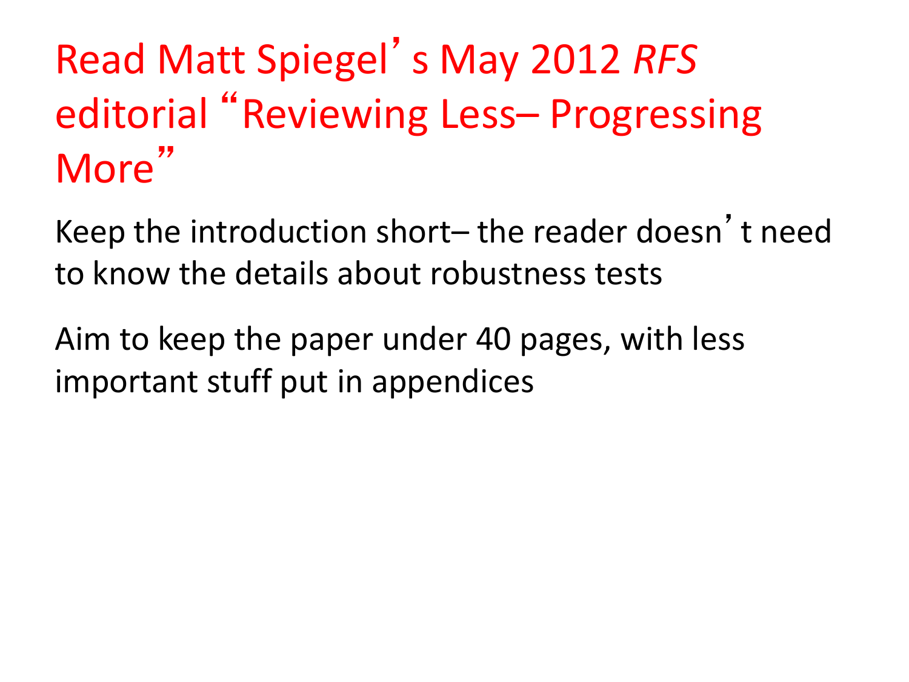# Read Matt Spiegel's May 2012 *RFS* editorial "Reviewing Less– Progressing More"

Keep the introduction short– the reader doesn't need to know the details about robustness tests

Aim to keep the paper under 40 pages, with less important stuff put in appendices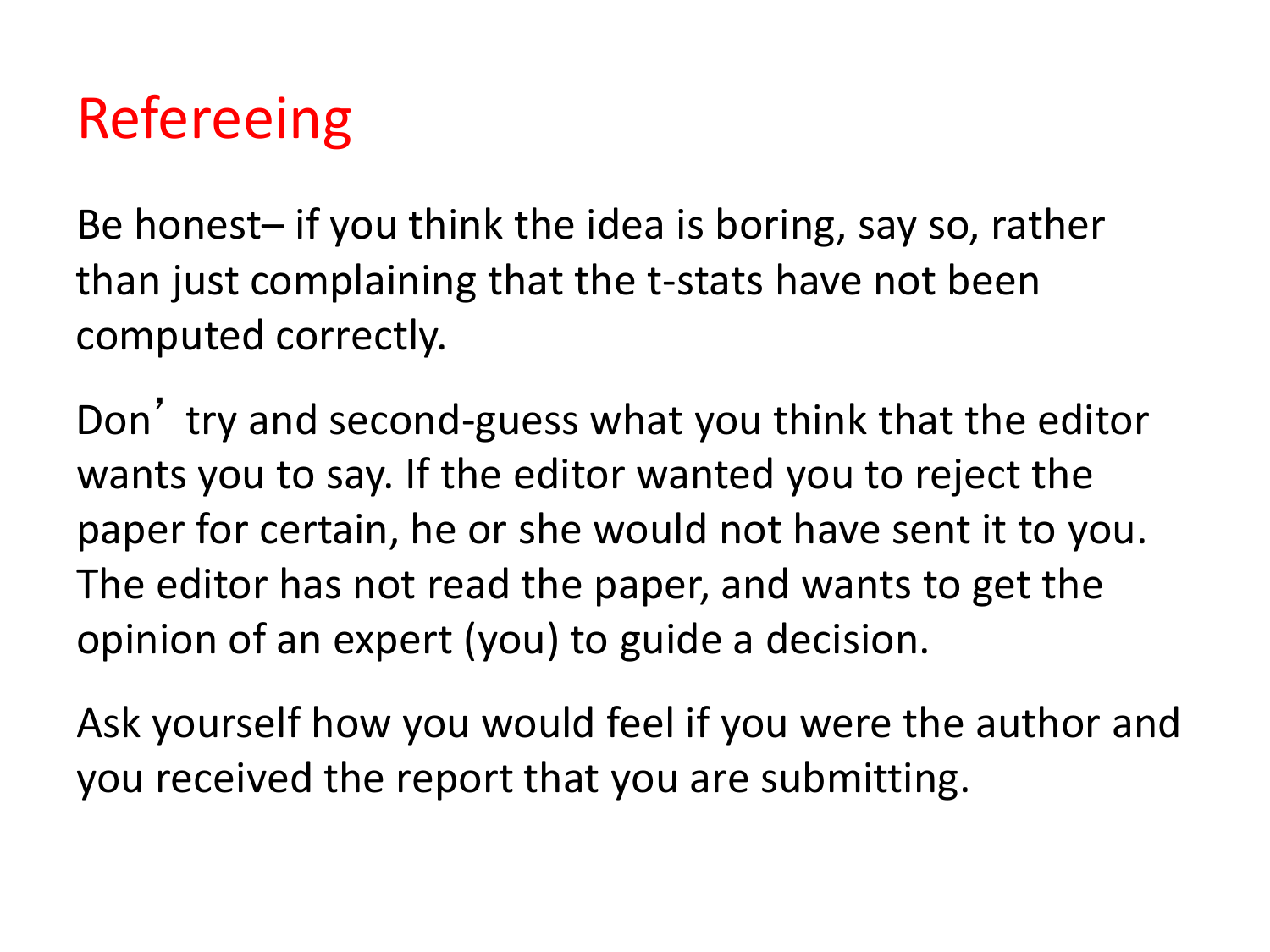# Refereeing

Be honest– if you think the idea is boring, say so, rather than just complaining that the t-stats have not been computed correctly.

Don' try and second-guess what you think that the editor wants you to say. If the editor wanted you to reject the paper for certain, he or she would not have sent it to you. The editor has not read the paper, and wants to get the opinion of an expert (you) to guide a decision.

Ask yourself how you would feel if you were the author and you received the report that you are submitting.